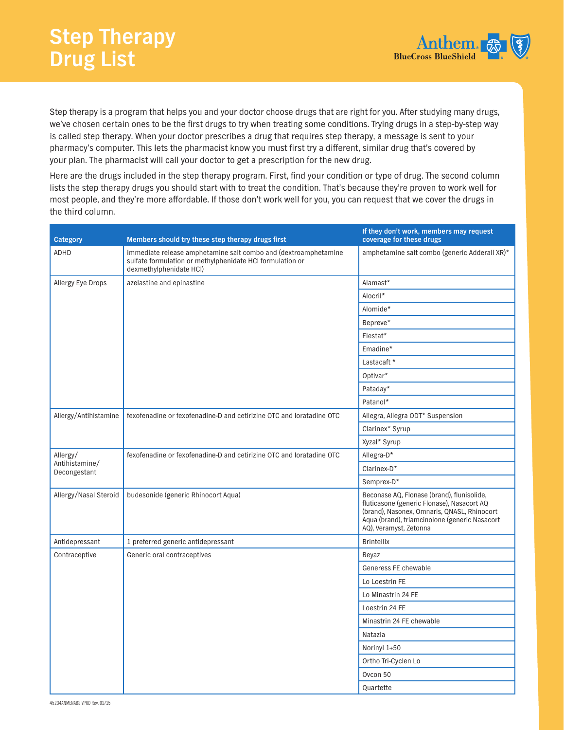# Step Therapy Drug List

Anthem BlueCross BlueShield

Step therapy is a program that helps you and your doctor choose drugs that are right for you. After studying many drugs, we've chosen certain ones to be the first drugs to try when treating some conditions. Trying drugs in a step-by-step way is called step therapy. When your doctor prescribes a drug that requires step therapy, a message is sent to your pharmacy's computer. This lets the pharmacist know you must first try a different, similar drug that's covered by your plan. The pharmacist will call your doctor to get a prescription for the new drug.

Here are the drugs included in the step therapy program. First, find your condition or type of drug. The second column lists the step therapy drugs you should start with to treat the condition. That's because they're proven to work well for most people, and they're more affordable. If those don't work well for you, you can request that we cover the drugs in the third column.

| Category | Members should try these step therapy drugs first | If they don't work, members may request coverage for these drugs |
|---|---|---|
| ADHD | immediate release amphetamine salt combo and (dextroamphetamine sulfate formulation or methylphenidate HCl formulation or dexmethylphenidate HCl) | amphetamine salt combo (generic Adderall XR)* |
| Allergy Eye Drops | azelastine and epinastine | Alamast* |
| | | Alocril* |
| | | Alomide* |
| | | Bepreve* |
| | | Elestat* |
| | | Emadine* |
| | | Lastacaft * |
| | | Optivar* |
| | | Pataday* |
| | | Patanol* |
| Allergy/Antihistamine | fexofenadine or fexofenadine-D and cetirizine OTC and loratadine OTC | Allegra, Allegra ODT* Suspension |
| | | Clarinex* Syrup |
| | | Xyzal* Syrup |
| Allergy/ Antihistamine/ Decongestant | fexofenadine or fexofenadine-D and cetirizine OTC and loratadine OTC | Allegra-D* |
| | | Clarinex-D* |
| | | Semprex-D* |
| Allergy/Nasal Steroid | budesonide (generic Rhinocort Aqua) | Beconase AQ, Flonase (brand), flunisolide, fluticasone (generic Flonase), Nasacort AQ (brand), Nasonex, Omnaris, QNASL, Rhinocort Aqua (brand), triamcinolone (generic Nasacort AQ), Veramyst, Zetonna |
| Antidepressant | 1 preferred generic antidepressant | Brintellix |
| Contraceptive | Generic oral contraceptives | Beyaz |
| | | Generess FE chewable |
| | | Lo Loestrin FE |
| | | Lo Minastrin 24 FE |
| | | Loestrin 24 FE |
| | | Minastrin 24 FE chewable |
| | | Natazia |
| | | Norinyl 1+50 |
| | | Ortho Tri-Cyclen Lo |
| | | Ovcon 50 |
| | | Quartette |

45234ANMENABS VPOD Rev. 01/15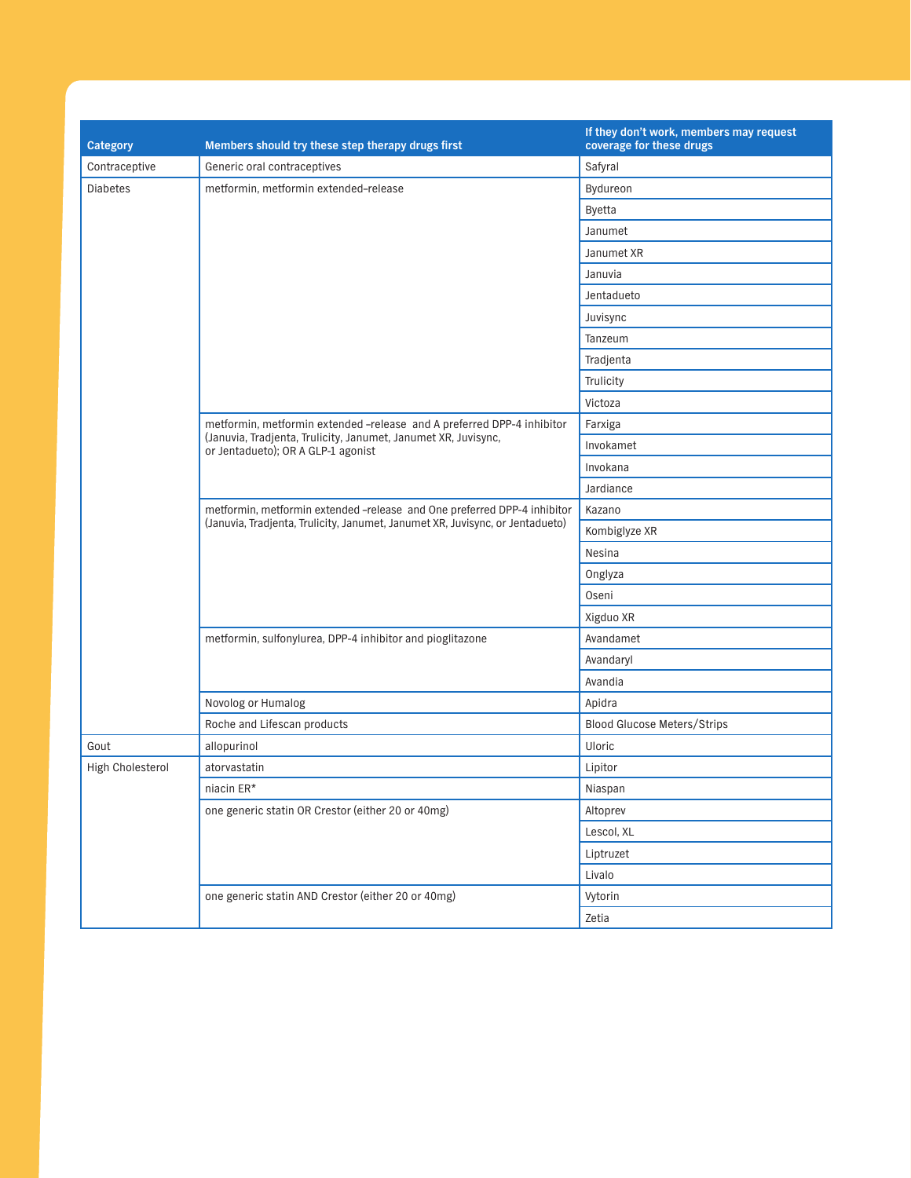| Category | Members should try these step therapy drugs first | If they don't work, members may request coverage for these drugs |
|---|---|---|
| Contraceptive | Generic oral contraceptives | Safyral |
| Diabetes | metformin, metformin extended–release | Bydureon |
| | | Byetta |
| | | Janumet |
| | | Janumet XR |
| | | Januvia |
| | | Jentadueto |
| | | Juvisync |
| | | Tanzeum |
| | | Tradjenta |
| | | Trulicity |
| | | Victoza |
| | metformin, metformin extended –release and A preferred DPP-4 inhibitor (Januvia, Tradjenta, Trulicity, Janumet, Janumet XR, Juvisync, or Jentadueto); OR A GLP-1 agonist | Farxiga |
| | | Invokamet |
| | | Invokana |
| | | Jardiance |
| | metformin, metformin extended –release and One preferred DPP-4 inhibitor (Januvia, Tradjenta, Trulicity, Janumet, Janumet XR, Juvisync, or Jentadueto) | Kazano |
| | | Kombiglyze XR |
| | | Nesina |
| | | Onglyza |
| | | Oseni |
| | | Xigduo XR |
| | metformin, sulfonylurea, DPP-4 inhibitor and pioglitazone | Avandamet |
| | | Avandaryl |
| | | Avandia |
| | Novolog or Humalog | Apidra |
| | Roche and Lifescan products | Blood Glucose Meters/Strips |
| Gout | allopurinol | Uloric |
| High Cholesterol | atorvastatin | Lipitor |
| | niacin ER* | Niaspan |
| | one generic statin OR Crestor (either 20 or 40mg) | Altoprev |
| | | Lescol, XL |
| | | Liptruzet |
| | | Livalo |
| | one generic statin AND Crestor (either 20 or 40mg) | Vytorin |
| | | Zetia |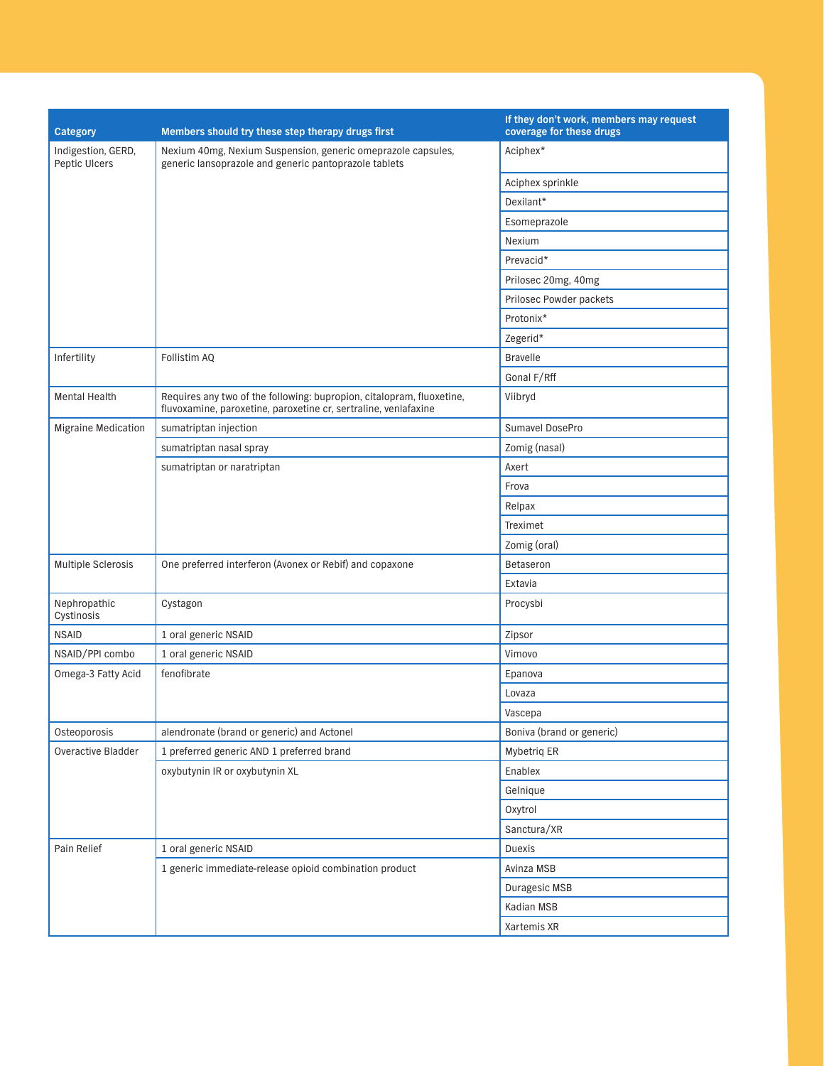| Category | Members should try these step therapy drugs first | If they don't work, members may request coverage for these drugs |
|---|---|---|
| Indigestion, GERD, Peptic Ulcers | Nexium 40mg, Nexium Suspension, generic omeprazole capsules, generic lansoprazole and generic pantoprazole tablets | Aciphex* |
| | | Aciphex sprinkle |
| | | Dexilant* |
| | | Esomeprazole |
| | | Nexium |
| | | Prevacid* |
| | | Prilosec 20mg, 40mg |
| | | Prilosec Powder packets |
| | | Protonix* |
| | | Zegerid* |
| Infertility | Follistim AQ | Bravelle |
| | | Gonal F/Rff |
| Mental Health | Requires any two of the following: bupropion, citalopram, fluoxetine, fluvoxamine, paroxetine, paroxetine cr, sertraline, venlafaxine | Viibryd |
| Migraine Medication | sumatriptan injection | Sumavel DosePro |
| | sumatriptan nasal spray | Zomig (nasal) |
| | sumatriptan or naratriptan | Axert |
| | | Frova |
| | | Relpax |
| | | Treximet |
| | | Zomig (oral) |
| Multiple Sclerosis | One preferred interferon (Avonex or Rebif) and copaxone | Betaseron |
| | | Extavia |
| Nephropathic Cystinosis | Cystagon | Procysbi |
| NSAID | 1 oral generic NSAID | Zipsor |
| NSAID/PPI combo | 1 oral generic NSAID | Vimovo |
| Omega-3 Fatty Acid | fenofibrate | Epanova |
| | | Lovaza |
| | | Vascepa |
| Osteoporosis | alendronate (brand or generic) and Actonel | Boniva (brand or generic) |
| Overactive Bladder | 1 preferred generic AND 1 preferred brand | Mybetriq ER |
| | oxybutynin IR or oxybutynin XL | Enablex |
| | | Gelnique |
| | | Oxytrol |
| | | Sanctura/XR |
| Pain Relief | 1 oral generic NSAID | Duexis |
| | 1 generic immediate-release opioid combination product | Avinza MSB |
| | | Duragesic MSB |
| | | Kadian MSB |
| | | Xartemis XR |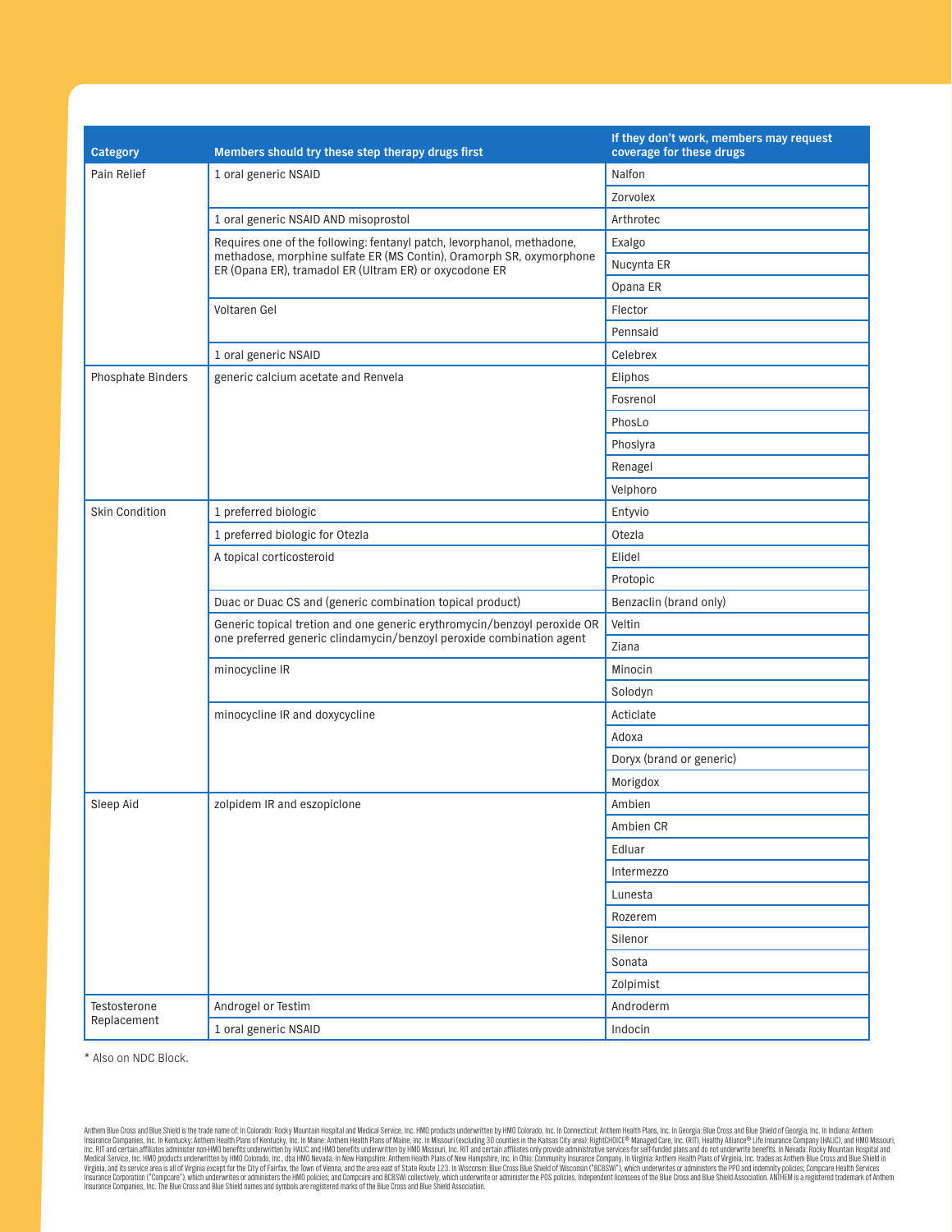| Category | Members should try these step therapy drugs first | If they don't work, members may request coverage for these drugs |
|---|---|---|
| Pain Relief | 1 oral generic NSAID | Nalfon |
| | | Zorvolex |
| | 1 oral generic NSAID AND misoprostol | Arthrotec |
| | Requires one of the following: fentanyl patch, levorphanol, methadone, methadose, morphine sulfate ER (MS Contin), Oramorph SR, oxymorphone ER (Opana ER), tramadol ER (Ultram ER) or oxycodone ER | Exalgo |
| | | Nucynta ER |
| | | Opana ER |
| | Voltaren Gel | Flector |
| | | Pennsaid |
| | 1 oral generic NSAID | Celebrex |
| Phosphate Binders | generic calcium acetate and Renvela | Eliphos |
| | | Fosrenol |
| | | PhosLo |
| | | Phoslyra |
| | | Renagel |
| | | Velphoro |
| Skin Condition | 1 preferred biologic | Entyvio |
| | 1 preferred biologic for Otezla | Otezla |
| | A topical corticosteroid | Elidel |
| | | Protopic |
| | Duac or Duac CS and (generic combination topical product) | Benzaclin (brand only) |
| | Generic topical tretion and one generic erythromycin/benzoyl peroxide OR one preferred generic clindamycin/benzoyl peroxide combination agent | Veltin |
| | | Ziana |
| | minocycline IR | Minocin |
| | | Solodyn |
| | minocycline IR and doxycycline | Acticlate |
| | | Adoxa |
| | | Doryx (brand or generic) |
| | | Morigdox |
| Sleep Aid | zolpidem IR and eszopiclone | Ambien |
| | | Ambien CR |
| | | Edluar |
| | | Intermezzo |
| | | Lunesta |
| | | Rozerem |
| | | Silenor |
| | | Sonata |
| | | Zolpimist |
| Testosterone Replacement | Androgel or Testim | Androderm |
| | 1 oral generic NSAID | Indocin |

* Also on NDC Block.

Anthem Blue Cross and Blue Shield is the trade name of: In Colorado: Rocky Mountain Hospital and Medical Service, Inc. HMO products underwritten by HMO Colorado, Inc. In Connecticut: Anthem Health Plans, Inc. In Georgia: Blue Cross and Blue Shield of Georgia, Inc. In Indiana: Anthem Insurance Companies, Inc. In Kentucky: Anthem Health Plans of Kentucky, Inc. In Maine: Anthem Health Plans of Maine, Inc. In Missouri (excluding 30 counties in the Kansas City area): RightCHOICE® Managed Care, Inc. (RIT), Healthy Alliance® Life Insurance Company (HALIC), and HMO Missouri, Inc. RIT and certain affiliates administer non-HMO benefits underwritten by HALIC and HMO benefits underwritten by HMO Missouri, Inc. RIT and certain affiliates only provide administrative services for self-funded plans and do not underwrite benefits. In Nevada: Rocky Mountain Hospital and Medical Service, Inc. HMO products underwritten by HMO Colorado, Inc., dba HMO Nevada. In New Hampshire: Anthem Health Plans of New Hampshire, Inc. In Ohio: Community Insurance Company. In Virginia: Anthem Health Plans of Virginia, Inc. trades as Anthem Blue Cross and Blue Shield in Virginia, and its service area is all of Virginia except for the City of Fairfax, the Town of Vienna, and the area east of State Route 123. In Wisconsin: Blue Cross Blue Shield of Wisconsin ("BCBSWi"), which underwrites or administers the PPO and indemnity policies; Compcare Health Services Insurance Corporation ("Compcare"), which underwrites or administers the HMO policies; and Compcare and BCBSWi collectively, which underwrite or administer the POS policies. Independent licensees of the Blue Cross and Blue Shield Association. ANTHEM is a registered trademark of Anthem Insurance Companies, Inc. The Blue Cross and Blue Shield names and symbols are registered marks of the Blue Cross and Blue Shield Association.